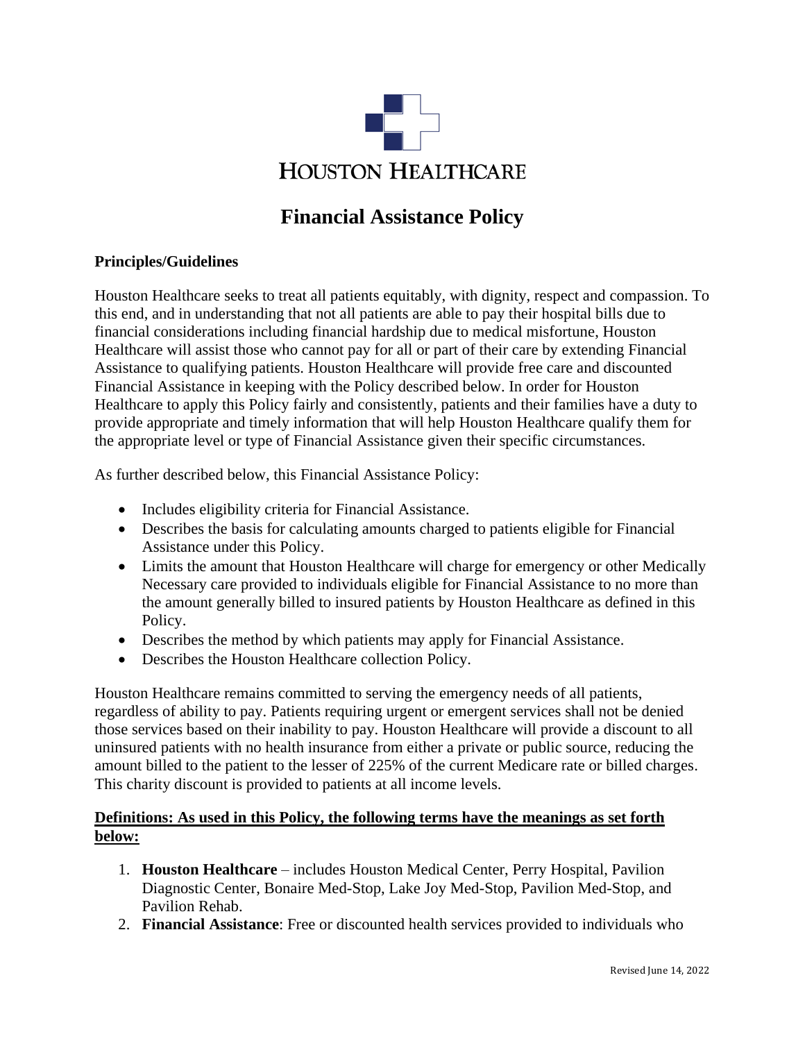HOUSTON HEALTHCARE

# Financial Assistance Policy

## Principles/Guidelines

Houston Healthcare seeks to treat all patients equitably, with dignity, respect and compassion. To this end, and in understanding that not all patients are able to pay their hospital bills due to financial considerations including financial hardship due to medical misfortune, Houston Healthcare will assist those who cannot pay for all or part of their care by extending Financial Assistance to qualifying patients. Houston Healthcare will provide free care and discounted Financial Assistance in keeping with the Policy described below. In order for Houston Healthcare to apply this Policy fairly and consistently, patients and their families have a duty to provide appropriate and timely information that will help Houston Healthcare qualify them for the appropriate level or type of Financial Assistance given their specific circumstances.

As further described below, this Financial Assistance Policy:

- Includes eligibility criteria for Financial Assistance.
- Describes the basis for calculating amounts charged to patients eligible for Financial Assistance under this Policy.
- Limits the amount that Houston Healthcare will charge for emergency or other Medically Necessary care provided to individuals eligible for Financial Assistance to no more than the amount generally billed to insured patients by Houston Healthcare as defined in this Policy.
- Describes the method by which patients may apply for Financial Assistance.
- Describes the Houston Healthcare collection Policy.

Houston Healthcare remains committed to serving the emergency needs of all patients, regardless of ability to pay. Patients requiring urgent or emergent services shall not be denied those services based on their inability to pay. Houston Healthcare will provide a discount to all uninsured patients with no health insurance from either a private or public source, reducing the amount billed to the patient to the lesser of 225% of the current Medicare rate or billed charges. This charity discount is provided to patients at all income levels.

**Definitions: As used in this Policy, the following terms have the meanings as set forth below:**

1. **Houston Healthcare** – includes Houston Medical Center, Perry Hospital, Pavilion Diagnostic Center, Bonaire Med-Stop, Lake Joy Med-Stop, Pavilion Med-Stop, and Pavilion Rehab.
2. **Financial Assistance**: Free or discounted health services provided to individuals who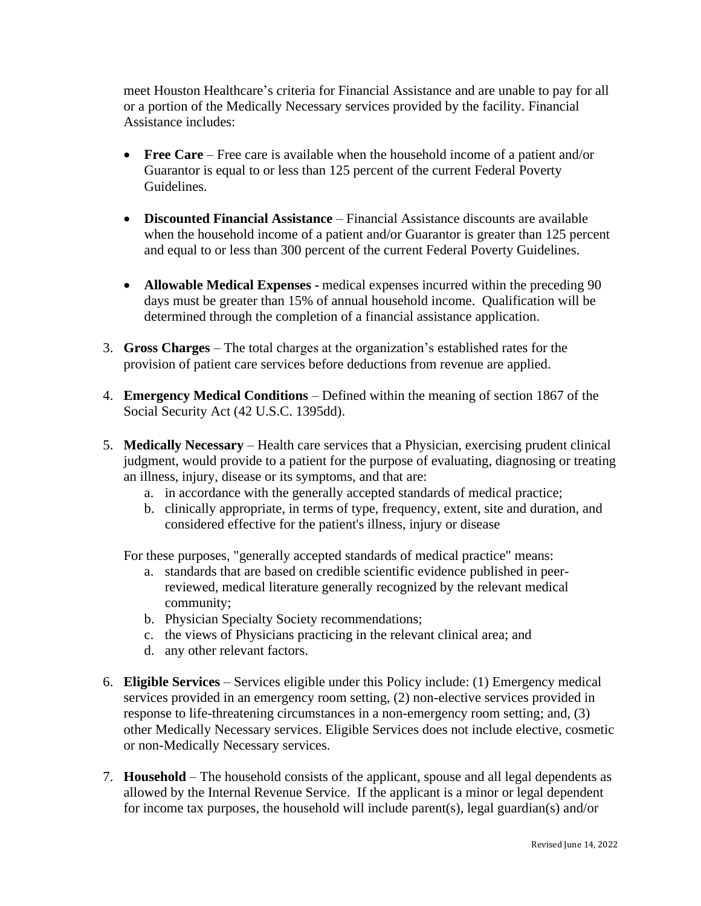meet Houston Healthcare's criteria for Financial Assistance and are unable to pay for all or a portion of the Medically Necessary services provided by the facility. Financial Assistance includes:

- **Free Care** – Free care is available when the household income of a patient and/or Guarantor is equal to or less than 125 percent of the current Federal Poverty Guidelines.
- **Discounted Financial Assistance** – Financial Assistance discounts are available when the household income of a patient and/or Guarantor is greater than 125 percent and equal to or less than 300 percent of the current Federal Poverty Guidelines.
- **Allowable Medical Expenses -** medical expenses incurred within the preceding 90 days must be greater than 15% of annual household income. Qualification will be determined through the completion of a financial assistance application.

3. **Gross Charges** – The total charges at the organization's established rates for the provision of patient care services before deductions from revenue are applied.

4. **Emergency Medical Conditions** – Defined within the meaning of section 1867 of the Social Security Act (42 U.S.C. 1395dd).

5. **Medically Necessary** – Health care services that a Physician, exercising prudent clinical judgment, would provide to a patient for the purpose of evaluating, diagnosing or treating an illness, injury, disease or its symptoms, and that are:
   a. in accordance with the generally accepted standards of medical practice;
   b. clinically appropriate, in terms of type, frequency, extent, site and duration, and considered effective for the patient's illness, injury or disease

   For these purposes, "generally accepted standards of medical practice" means:
   a. standards that are based on credible scientific evidence published in peer-reviewed, medical literature generally recognized by the relevant medical community;
   b. Physician Specialty Society recommendations;
   c. the views of Physicians practicing in the relevant clinical area; and
   d. any other relevant factors.

6. **Eligible Services** – Services eligible under this Policy include: (1) Emergency medical services provided in an emergency room setting, (2) non-elective services provided in response to life-threatening circumstances in a non-emergency room setting; and, (3) other Medically Necessary services. Eligible Services does not include elective, cosmetic or non-Medically Necessary services.

7. **Household** – The household consists of the applicant, spouse and all legal dependents as allowed by the Internal Revenue Service. If the applicant is a minor or legal dependent for income tax purposes, the household will include parent(s), legal guardian(s) and/or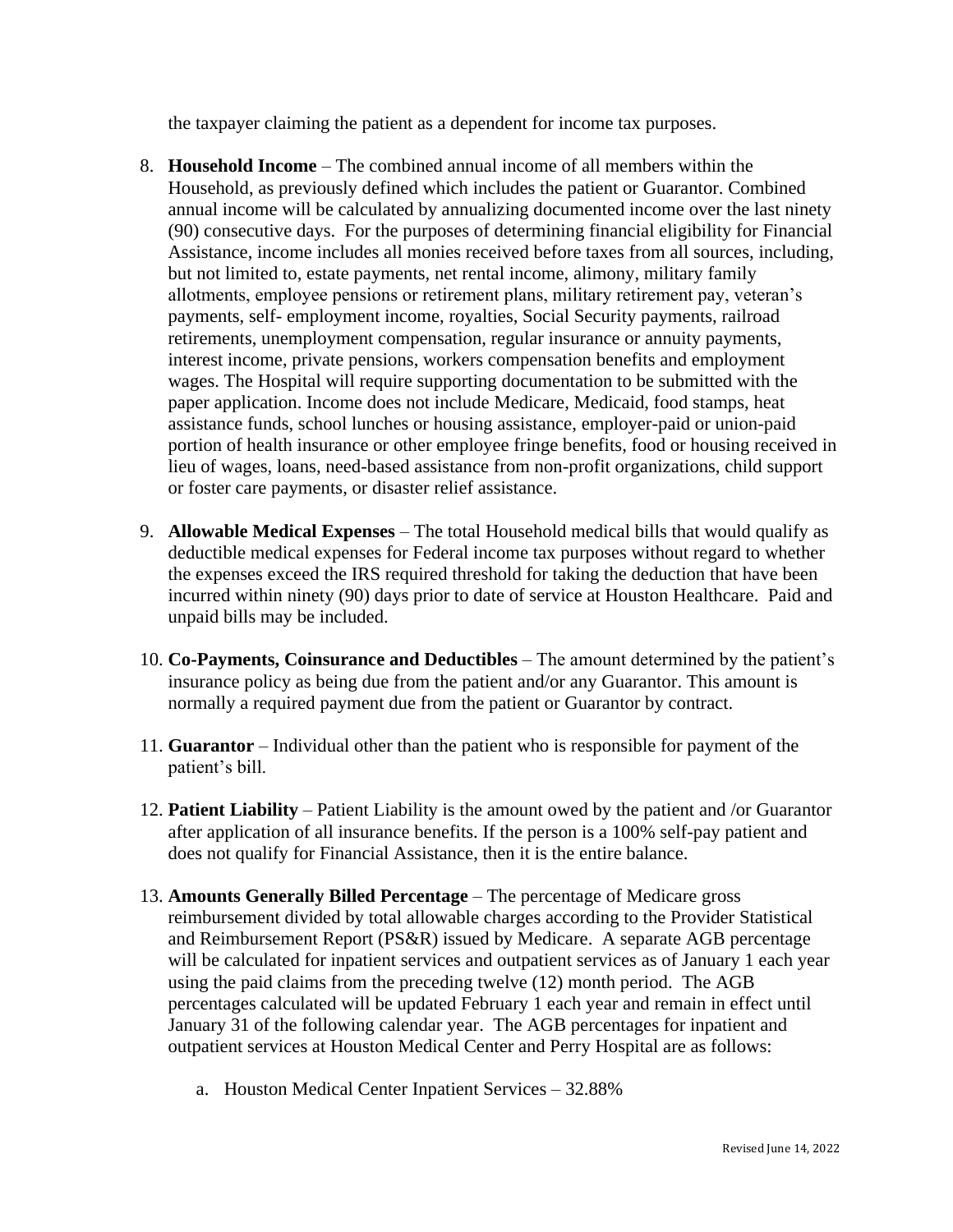the taxpayer claiming the patient as a dependent for income tax purposes.

8. **Household Income** – The combined annual income of all members within the Household, as previously defined which includes the patient or Guarantor. Combined annual income will be calculated by annualizing documented income over the last ninety (90) consecutive days. For the purposes of determining financial eligibility for Financial Assistance, income includes all monies received before taxes from all sources, including, but not limited to, estate payments, net rental income, alimony, military family allotments, employee pensions or retirement plans, military retirement pay, veteran's payments, self- employment income, royalties, Social Security payments, railroad retirements, unemployment compensation, regular insurance or annuity payments, interest income, private pensions, workers compensation benefits and employment wages. The Hospital will require supporting documentation to be submitted with the paper application. Income does not include Medicare, Medicaid, food stamps, heat assistance funds, school lunches or housing assistance, employer-paid or union-paid portion of health insurance or other employee fringe benefits, food or housing received in lieu of wages, loans, need-based assistance from non-profit organizations, child support or foster care payments, or disaster relief assistance.

9. **Allowable Medical Expenses** – The total Household medical bills that would qualify as deductible medical expenses for Federal income tax purposes without regard to whether the expenses exceed the IRS required threshold for taking the deduction that have been incurred within ninety (90) days prior to date of service at Houston Healthcare. Paid and unpaid bills may be included.

10. **Co-Payments, Coinsurance and Deductibles** – The amount determined by the patient's insurance policy as being due from the patient and/or any Guarantor. This amount is normally a required payment due from the patient or Guarantor by contract.

11. **Guarantor** – Individual other than the patient who is responsible for payment of the patient's bill.

12. **Patient Liability** – Patient Liability is the amount owed by the patient and /or Guarantor after application of all insurance benefits. If the person is a 100% self-pay patient and does not qualify for Financial Assistance, then it is the entire balance.

13. **Amounts Generally Billed Percentage** – The percentage of Medicare gross reimbursement divided by total allowable charges according to the Provider Statistical and Reimbursement Report (PS&R) issued by Medicare. A separate AGB percentage will be calculated for inpatient services and outpatient services as of January 1 each year using the paid claims from the preceding twelve (12) month period. The AGB percentages calculated will be updated February 1 each year and remain in effect until January 31 of the following calendar year. The AGB percentages for inpatient and outpatient services at Houston Medical Center and Perry Hospital are as follows:

    a. Houston Medical Center Inpatient Services – 32.88%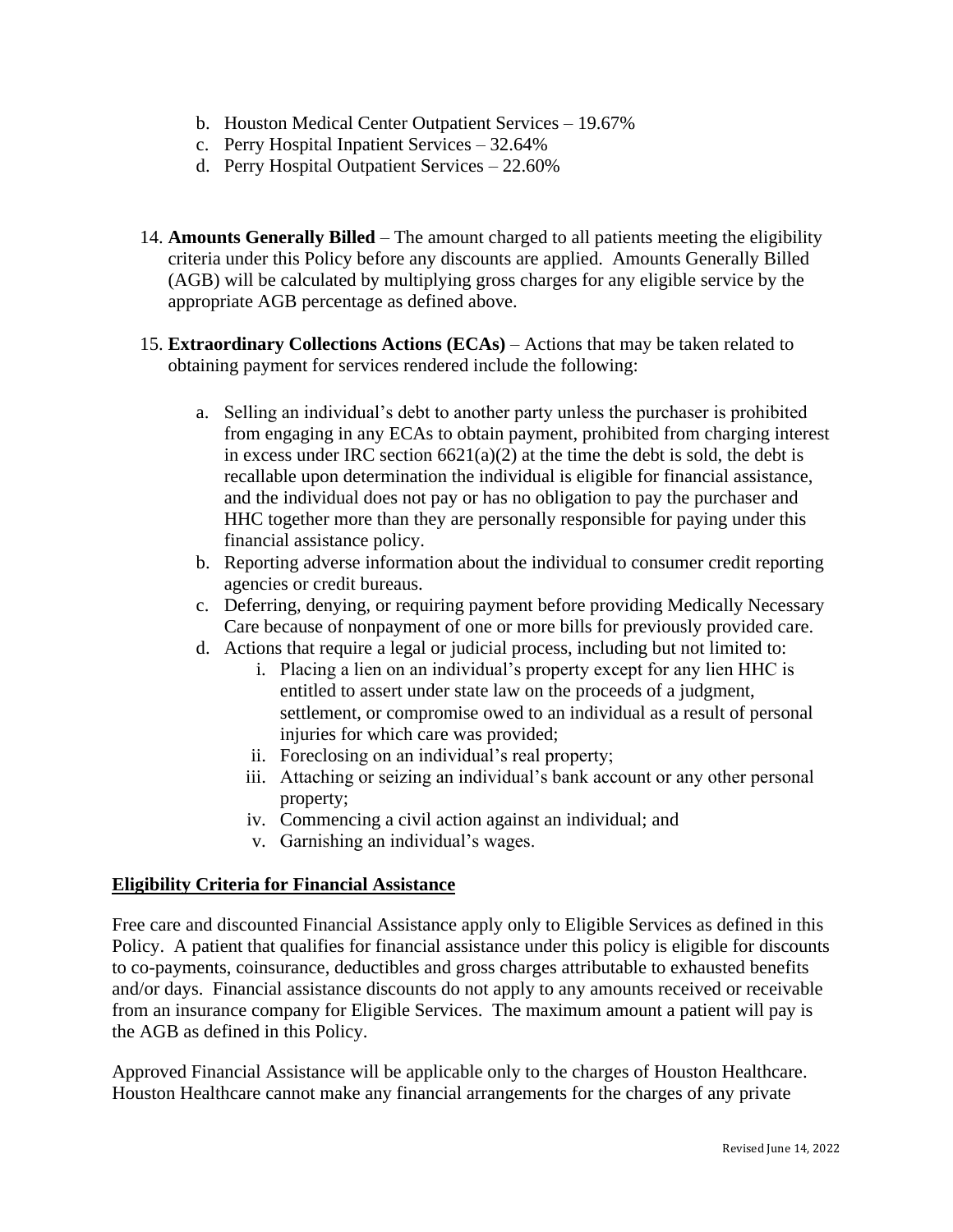b. Houston Medical Center Outpatient Services – 19.67%
c. Perry Hospital Inpatient Services – 32.64%
d. Perry Hospital Outpatient Services – 22.60%

14. **Amounts Generally Billed** – The amount charged to all patients meeting the eligibility criteria under this Policy before any discounts are applied. Amounts Generally Billed (AGB) will be calculated by multiplying gross charges for any eligible service by the appropriate AGB percentage as defined above.

15. **Extraordinary Collections Actions (ECAs)** – Actions that may be taken related to obtaining payment for services rendered include the following:

    a. Selling an individual's debt to another party unless the purchaser is prohibited from engaging in any ECAs to obtain payment, prohibited from charging interest in excess under IRC section 6621(a)(2) at the time the debt is sold, the debt is recallable upon determination the individual is eligible for financial assistance, and the individual does not pay or has no obligation to pay the purchaser and HHC together more than they are personally responsible for paying under this financial assistance policy.
    b. Reporting adverse information about the individual to consumer credit reporting agencies or credit bureaus.
    c. Deferring, denying, or requiring payment before providing Medically Necessary Care because of nonpayment of one or more bills for previously provided care.
    d. Actions that require a legal or judicial process, including but not limited to:
        i. Placing a lien on an individual's property except for any lien HHC is entitled to assert under state law on the proceeds of a judgment, settlement, or compromise owed to an individual as a result of personal injuries for which care was provided;
        ii. Foreclosing on an individual's real property;
        iii. Attaching or seizing an individual's bank account or any other personal property;
        iv. Commencing a civil action against an individual; and
        v. Garnishing an individual's wages.

## Eligibility Criteria for Financial Assistance

Free care and discounted Financial Assistance apply only to Eligible Services as defined in this Policy. A patient that qualifies for financial assistance under this policy is eligible for discounts to co-payments, coinsurance, deductibles and gross charges attributable to exhausted benefits and/or days. Financial assistance discounts do not apply to any amounts received or receivable from an insurance company for Eligible Services. The maximum amount a patient will pay is the AGB as defined in this Policy.

Approved Financial Assistance will be applicable only to the charges of Houston Healthcare. Houston Healthcare cannot make any financial arrangements for the charges of any private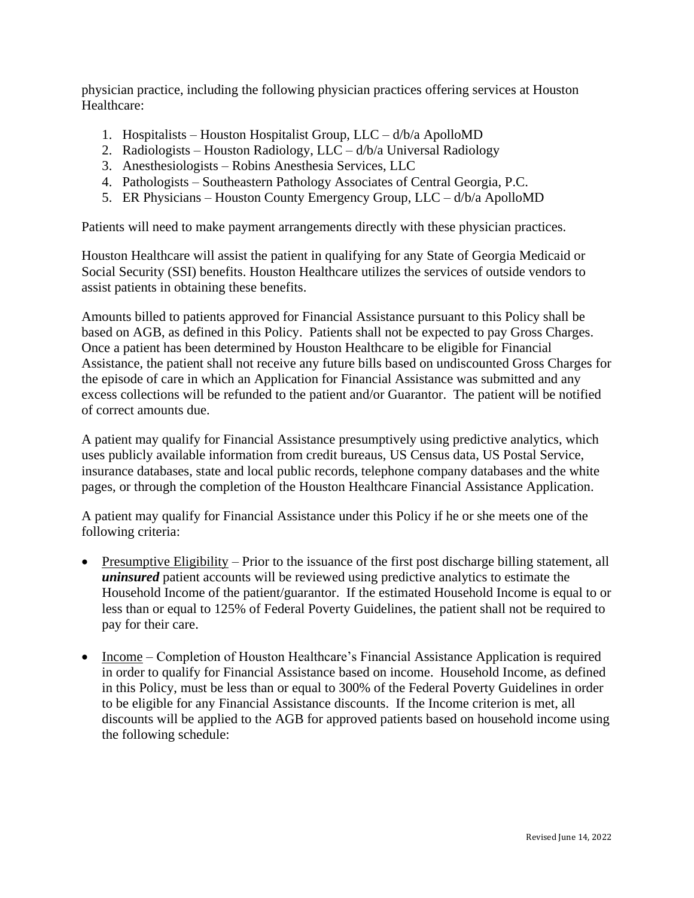physician practice, including the following physician practices offering services at Houston Healthcare:

1. Hospitalists – Houston Hospitalist Group, LLC – d/b/a ApolloMD
2. Radiologists – Houston Radiology, LLC – d/b/a Universal Radiology
3. Anesthesiologists – Robins Anesthesia Services, LLC
4. Pathologists – Southeastern Pathology Associates of Central Georgia, P.C.
5. ER Physicians – Houston County Emergency Group, LLC – d/b/a ApolloMD

Patients will need to make payment arrangements directly with these physician practices.

Houston Healthcare will assist the patient in qualifying for any State of Georgia Medicaid or Social Security (SSI) benefits. Houston Healthcare utilizes the services of outside vendors to assist patients in obtaining these benefits.

Amounts billed to patients approved for Financial Assistance pursuant to this Policy shall be based on AGB, as defined in this Policy. Patients shall not be expected to pay Gross Charges. Once a patient has been determined by Houston Healthcare to be eligible for Financial Assistance, the patient shall not receive any future bills based on undiscounted Gross Charges for the episode of care in which an Application for Financial Assistance was submitted and any excess collections will be refunded to the patient and/or Guarantor. The patient will be notified of correct amounts due.

A patient may qualify for Financial Assistance presumptively using predictive analytics, which uses publicly available information from credit bureaus, US Census data, US Postal Service, insurance databases, state and local public records, telephone company databases and the white pages, or through the completion of the Houston Healthcare Financial Assistance Application.

A patient may qualify for Financial Assistance under this Policy if he or she meets one of the following criteria:

- Presumptive Eligibility – Prior to the issuance of the first post discharge billing statement, all ***uninsured*** patient accounts will be reviewed using predictive analytics to estimate the Household Income of the patient/guarantor. If the estimated Household Income is equal to or less than or equal to 125% of Federal Poverty Guidelines, the patient shall not be required to pay for their care.

- Income – Completion of Houston Healthcare's Financial Assistance Application is required in order to qualify for Financial Assistance based on income. Household Income, as defined in this Policy, must be less than or equal to 300% of the Federal Poverty Guidelines in order to be eligible for any Financial Assistance discounts. If the Income criterion is met, all discounts will be applied to the AGB for approved patients based on household income using the following schedule: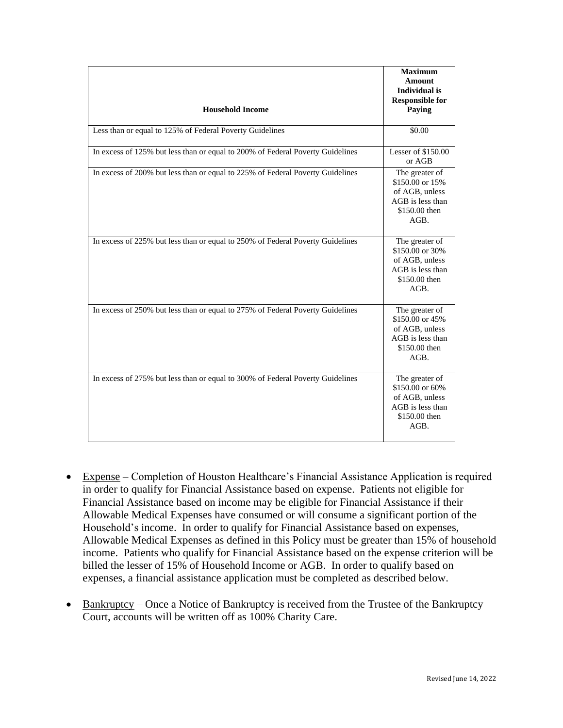| Household Income | Maximum Amount Individual is Responsible for Paying |
| --- | --- |
| Less than or equal to 125% of Federal Poverty Guidelines | $0.00 |
| In excess of 125% but less than or equal to 200% of Federal Poverty Guidelines | Lesser of $150.00 or AGB |
| In excess of 200% but less than or equal to 225% of Federal Poverty Guidelines | The greater of $150.00 or 15% of AGB, unless AGB is less than $150.00 then AGB. |
| In excess of 225% but less than or equal to 250% of Federal Poverty Guidelines | The greater of $150.00 or 30% of AGB, unless AGB is less than $150.00 then AGB. |
| In excess of 250% but less than or equal to 275% of Federal Poverty Guidelines | The greater of $150.00 or 45% of AGB, unless AGB is less than $150.00 then AGB. |
| In excess of 275% but less than or equal to 300% of Federal Poverty Guidelines | The greater of $150.00 or 60% of AGB, unless AGB is less than $150.00 then AGB. |

- Expense – Completion of Houston Healthcare's Financial Assistance Application is required in order to qualify for Financial Assistance based on expense. Patients not eligible for Financial Assistance based on income may be eligible for Financial Assistance if their Allowable Medical Expenses have consumed or will consume a significant portion of the Household's income. In order to qualify for Financial Assistance based on expenses, Allowable Medical Expenses as defined in this Policy must be greater than 15% of household income. Patients who qualify for Financial Assistance based on the expense criterion will be billed the lesser of 15% of Household Income or AGB. In order to qualify based on expenses, a financial assistance application must be completed as described below.

- Bankruptcy – Once a Notice of Bankruptcy is received from the Trustee of the Bankruptcy Court, accounts will be written off as 100% Charity Care.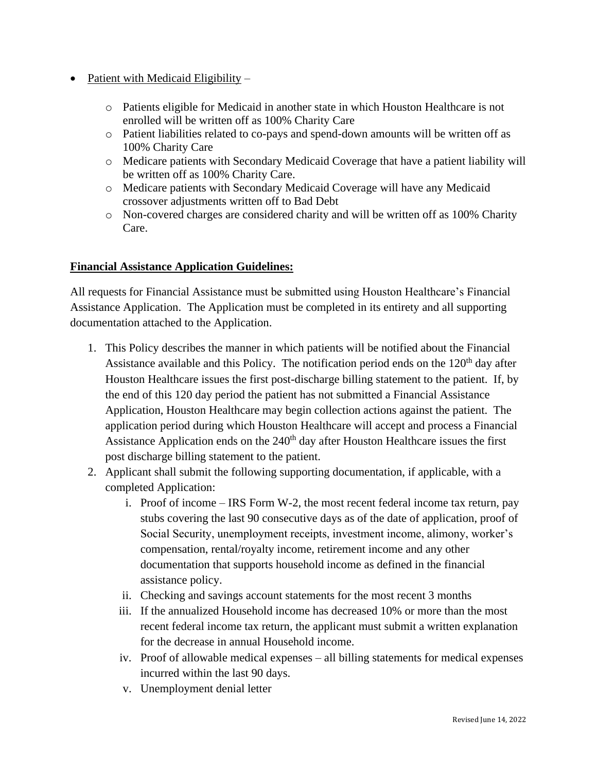- Patient with Medicaid Eligibility –
  - Patients eligible for Medicaid in another state in which Houston Healthcare is not enrolled will be written off as 100% Charity Care
  - Patient liabilities related to co-pays and spend-down amounts will be written off as 100% Charity Care
  - Medicare patients with Secondary Medicaid Coverage that have a patient liability will be written off as 100% Charity Care.
  - Medicare patients with Secondary Medicaid Coverage will have any Medicaid crossover adjustments written off to Bad Debt
  - Non-covered charges are considered charity and will be written off as 100% Charity Care.

**Financial Assistance Application Guidelines:**

All requests for Financial Assistance must be submitted using Houston Healthcare's Financial Assistance Application. The Application must be completed in its entirety and all supporting documentation attached to the Application.

1. This Policy describes the manner in which patients will be notified about the Financial Assistance available and this Policy. The notification period ends on the 120th day after Houston Healthcare issues the first post-discharge billing statement to the patient. If, by the end of this 120 day period the patient has not submitted a Financial Assistance Application, Houston Healthcare may begin collection actions against the patient. The application period during which Houston Healthcare will accept and process a Financial Assistance Application ends on the 240th day after Houston Healthcare issues the first post discharge billing statement to the patient.
2. Applicant shall submit the following supporting documentation, if applicable, with a completed Application:
   - i. Proof of income – IRS Form W-2, the most recent federal income tax return, pay stubs covering the last 90 consecutive days as of the date of application, proof of Social Security, unemployment receipts, investment income, alimony, worker's compensation, rental/royalty income, retirement income and any other documentation that supports household income as defined in the financial assistance policy.
   - ii. Checking and savings account statements for the most recent 3 months
   - iii. If the annualized Household income has decreased 10% or more than the most recent federal income tax return, the applicant must submit a written explanation for the decrease in annual Household income.
   - iv. Proof of allowable medical expenses – all billing statements for medical expenses incurred within the last 90 days.
   - v. Unemployment denial letter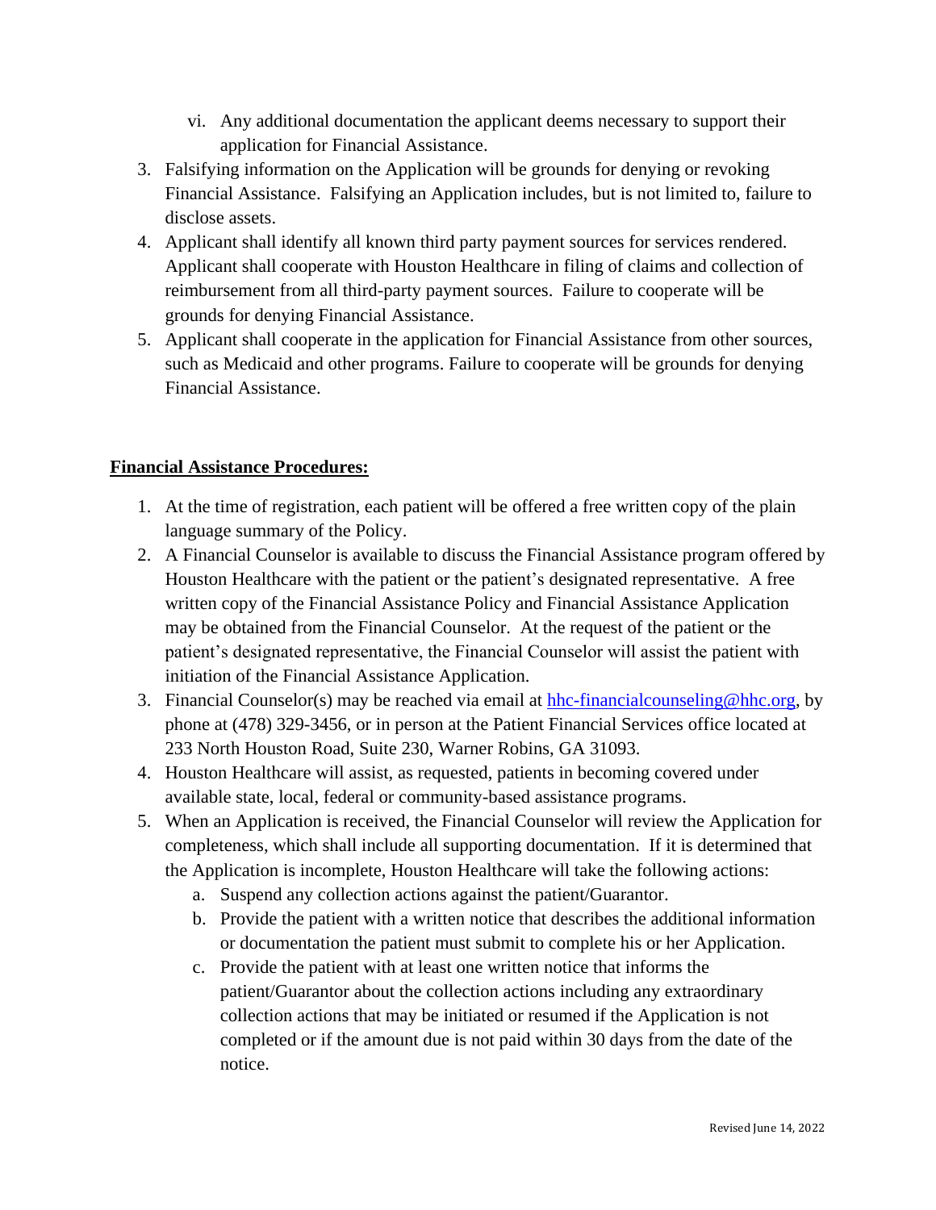vi. Any additional documentation the applicant deems necessary to support their application for Financial Assistance.

3. Falsifying information on the Application will be grounds for denying or revoking Financial Assistance. Falsifying an Application includes, but is not limited to, failure to disclose assets.
4. Applicant shall identify all known third party payment sources for services rendered. Applicant shall cooperate with Houston Healthcare in filing of claims and collection of reimbursement from all third-party payment sources. Failure to cooperate will be grounds for denying Financial Assistance.
5. Applicant shall cooperate in the application for Financial Assistance from other sources, such as Medicaid and other programs. Failure to cooperate will be grounds for denying Financial Assistance.

**Financial Assistance Procedures:**

1. At the time of registration, each patient will be offered a free written copy of the plain language summary of the Policy.
2. A Financial Counselor is available to discuss the Financial Assistance program offered by Houston Healthcare with the patient or the patient's designated representative. A free written copy of the Financial Assistance Policy and Financial Assistance Application may be obtained from the Financial Counselor. At the request of the patient or the patient's designated representative, the Financial Counselor will assist the patient with initiation of the Financial Assistance Application.
3. Financial Counselor(s) may be reached via email at hhc-financialcounseling@hhc.org, by phone at (478) 329-3456, or in person at the Patient Financial Services office located at 233 North Houston Road, Suite 230, Warner Robins, GA 31093.
4. Houston Healthcare will assist, as requested, patients in becoming covered under available state, local, federal or community-based assistance programs.
5. When an Application is received, the Financial Counselor will review the Application for completeness, which shall include all supporting documentation. If it is determined that the Application is incomplete, Houston Healthcare will take the following actions:
   a. Suspend any collection actions against the patient/Guarantor.
   b. Provide the patient with a written notice that describes the additional information or documentation the patient must submit to complete his or her Application.
   c. Provide the patient with at least one written notice that informs the patient/Guarantor about the collection actions including any extraordinary collection actions that may be initiated or resumed if the Application is not completed or if the amount due is not paid within 30 days from the date of the notice.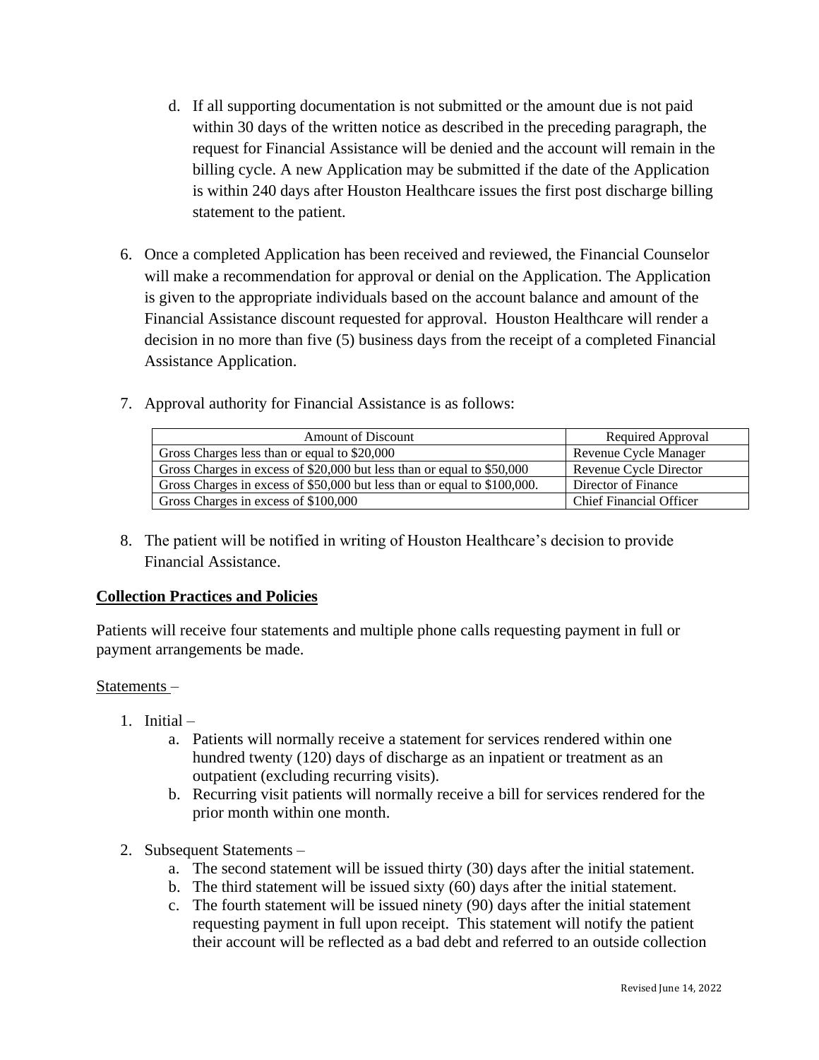d. If all supporting documentation is not submitted or the amount due is not paid within 30 days of the written notice as described in the preceding paragraph, the request for Financial Assistance will be denied and the account will remain in the billing cycle. A new Application may be submitted if the date of the Application is within 240 days after Houston Healthcare issues the first post discharge billing statement to the patient.

6. Once a completed Application has been received and reviewed, the Financial Counselor will make a recommendation for approval or denial on the Application. The Application is given to the appropriate individuals based on the account balance and amount of the Financial Assistance discount requested for approval. Houston Healthcare will render a decision in no more than five (5) business days from the receipt of a completed Financial Assistance Application.

7. Approval authority for Financial Assistance is as follows:

| Amount of Discount | Required Approval |
|---|---|
| Gross Charges less than or equal to $20,000 | Revenue Cycle Manager |
| Gross Charges in excess of $20,000 but less than or equal to $50,000 | Revenue Cycle Director |
| Gross Charges in excess of $50,000 but less than or equal to $100,000. | Director of Finance |
| Gross Charges in excess of $100,000 | Chief Financial Officer |

8. The patient will be notified in writing of Houston Healthcare's decision to provide Financial Assistance.

**Collection Practices and Policies**

Patients will receive four statements and multiple phone calls requesting payment in full or payment arrangements be made.

Statements –

1. Initial –
   a. Patients will normally receive a statement for services rendered within one hundred twenty (120) days of discharge as an inpatient or treatment as an outpatient (excluding recurring visits).
   b. Recurring visit patients will normally receive a bill for services rendered for the prior month within one month.

2. Subsequent Statements –
   a. The second statement will be issued thirty (30) days after the initial statement.
   b. The third statement will be issued sixty (60) days after the initial statement.
   c. The fourth statement will be issued ninety (90) days after the initial statement requesting payment in full upon receipt. This statement will notify the patient their account will be reflected as a bad debt and referred to an outside collection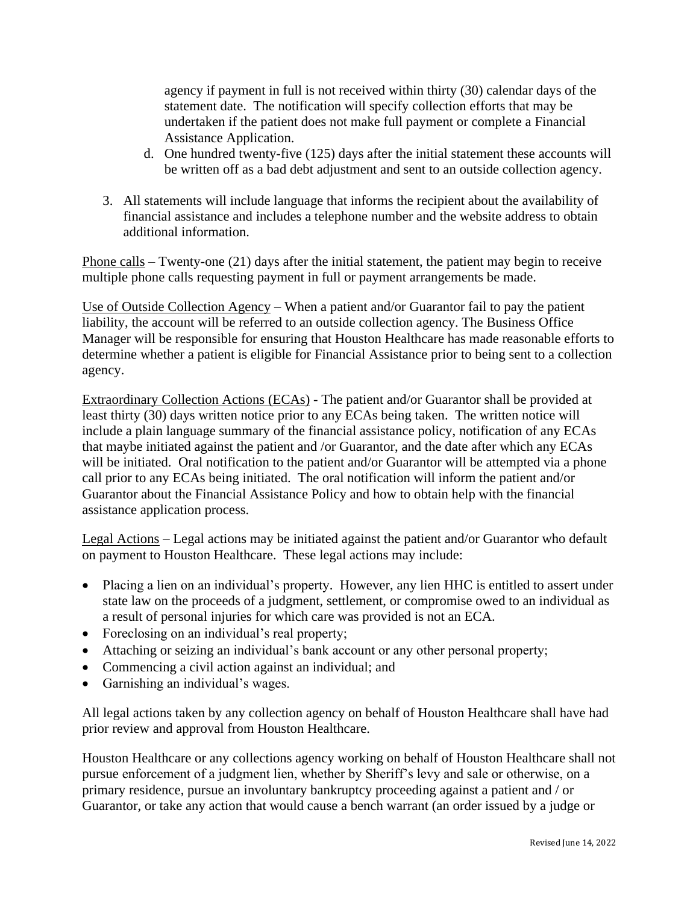agency if payment in full is not received within thirty (30) calendar days of the statement date. The notification will specify collection efforts that may be undertaken if the patient does not make full payment or complete a Financial Assistance Application.

   d. One hundred twenty-five (125) days after the initial statement these accounts will be written off as a bad debt adjustment and sent to an outside collection agency.

3. All statements will include language that informs the recipient about the availability of financial assistance and includes a telephone number and the website address to obtain additional information.

Phone calls – Twenty-one (21) days after the initial statement, the patient may begin to receive multiple phone calls requesting payment in full or payment arrangements be made.

Use of Outside Collection Agency – When a patient and/or Guarantor fail to pay the patient liability, the account will be referred to an outside collection agency. The Business Office Manager will be responsible for ensuring that Houston Healthcare has made reasonable efforts to determine whether a patient is eligible for Financial Assistance prior to being sent to a collection agency.

Extraordinary Collection Actions (ECAs) - The patient and/or Guarantor shall be provided at least thirty (30) days written notice prior to any ECAs being taken. The written notice will include a plain language summary of the financial assistance policy, notification of any ECAs that maybe initiated against the patient and /or Guarantor, and the date after which any ECAs will be initiated. Oral notification to the patient and/or Guarantor will be attempted via a phone call prior to any ECAs being initiated. The oral notification will inform the patient and/or Guarantor about the Financial Assistance Policy and how to obtain help with the financial assistance application process.

Legal Actions – Legal actions may be initiated against the patient and/or Guarantor who default on payment to Houston Healthcare. These legal actions may include:

- Placing a lien on an individual's property. However, any lien HHC is entitled to assert under state law on the proceeds of a judgment, settlement, or compromise owed to an individual as a result of personal injuries for which care was provided is not an ECA.
- Foreclosing on an individual's real property;
- Attaching or seizing an individual's bank account or any other personal property;
- Commencing a civil action against an individual; and
- Garnishing an individual's wages.

All legal actions taken by any collection agency on behalf of Houston Healthcare shall have had prior review and approval from Houston Healthcare.

Houston Healthcare or any collections agency working on behalf of Houston Healthcare shall not pursue enforcement of a judgment lien, whether by Sheriff's levy and sale or otherwise, on a primary residence, pursue an involuntary bankruptcy proceeding against a patient and / or Guarantor, or take any action that would cause a bench warrant (an order issued by a judge or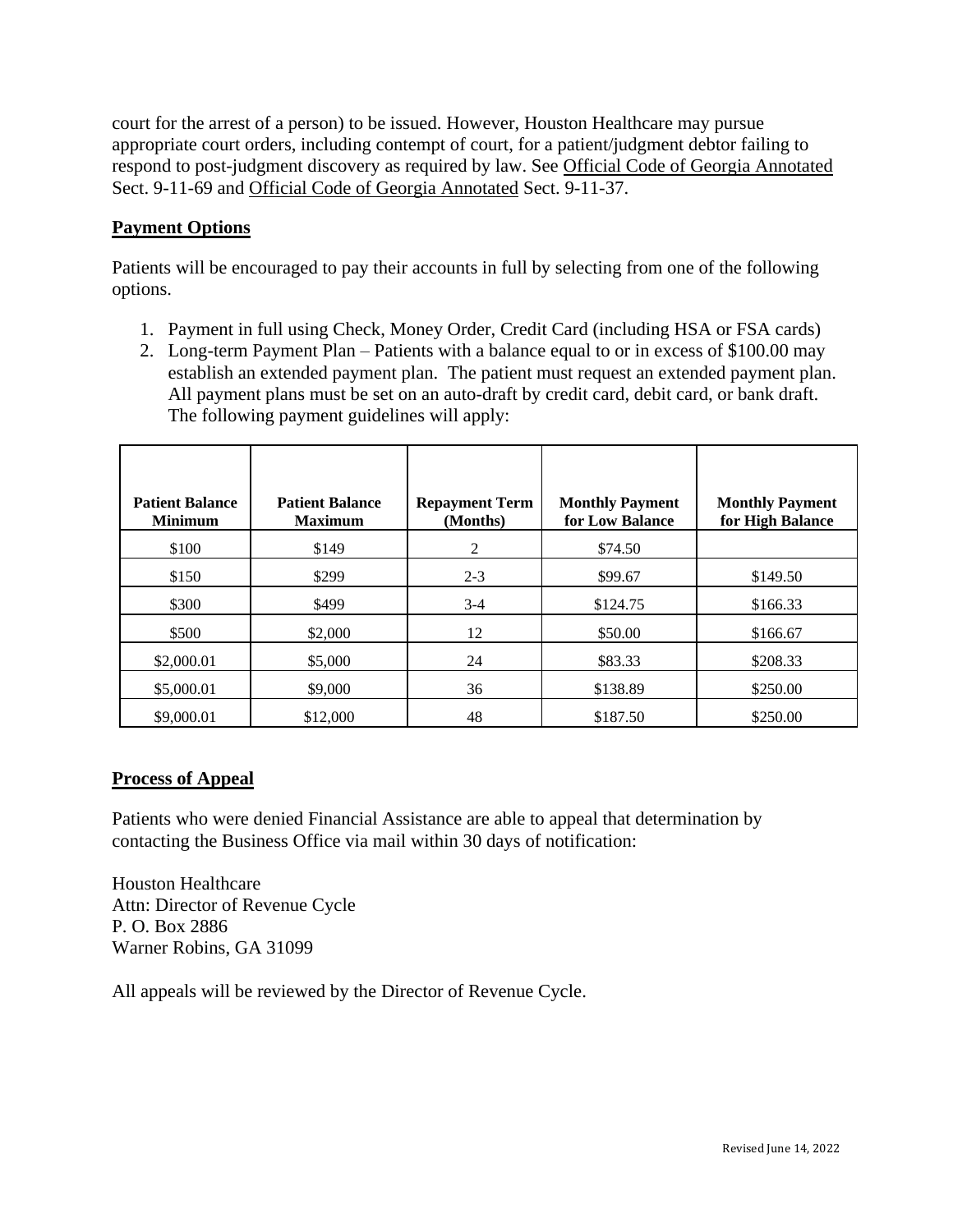court for the arrest of a person) to be issued. However, Houston Healthcare may pursue appropriate court orders, including contempt of court, for a patient/judgment debtor failing to respond to post-judgment discovery as required by law. See Official Code of Georgia Annotated Sect. 9-11-69 and Official Code of Georgia Annotated Sect. 9-11-37.

## Payment Options

Patients will be encouraged to pay their accounts in full by selecting from one of the following options.

1. Payment in full using Check, Money Order, Credit Card (including HSA or FSA cards)
2. Long-term Payment Plan – Patients with a balance equal to or in excess of $100.00 may establish an extended payment plan. The patient must request an extended payment plan. All payment plans must be set on an auto-draft by credit card, debit card, or bank draft. The following payment guidelines will apply:

| Patient Balance Minimum | Patient Balance Maximum | Repayment Term (Months) | Monthly Payment for Low Balance | Monthly Payment for High Balance |
|---|---|---|---|---|
| $100 | $149 | 2 | $74.50 | |
| $150 | $299 | 2-3 | $99.67 | $149.50 |
| $300 | $499 | 3-4 | $124.75 | $166.33 |
| $500 | $2,000 | 12 | $50.00 | $166.67 |
| $2,000.01 | $5,000 | 24 | $83.33 | $208.33 |
| $5,000.01 | $9,000 | 36 | $138.89 | $250.00 |
| $9,000.01 | $12,000 | 48 | $187.50 | $250.00 |

## Process of Appeal

Patients who were denied Financial Assistance are able to appeal that determination by contacting the Business Office via mail within 30 days of notification:

Houston Healthcare
Attn: Director of Revenue Cycle
P. O. Box 2886
Warner Robins, GA 31099

All appeals will be reviewed by the Director of Revenue Cycle.

Revised June 14, 2022